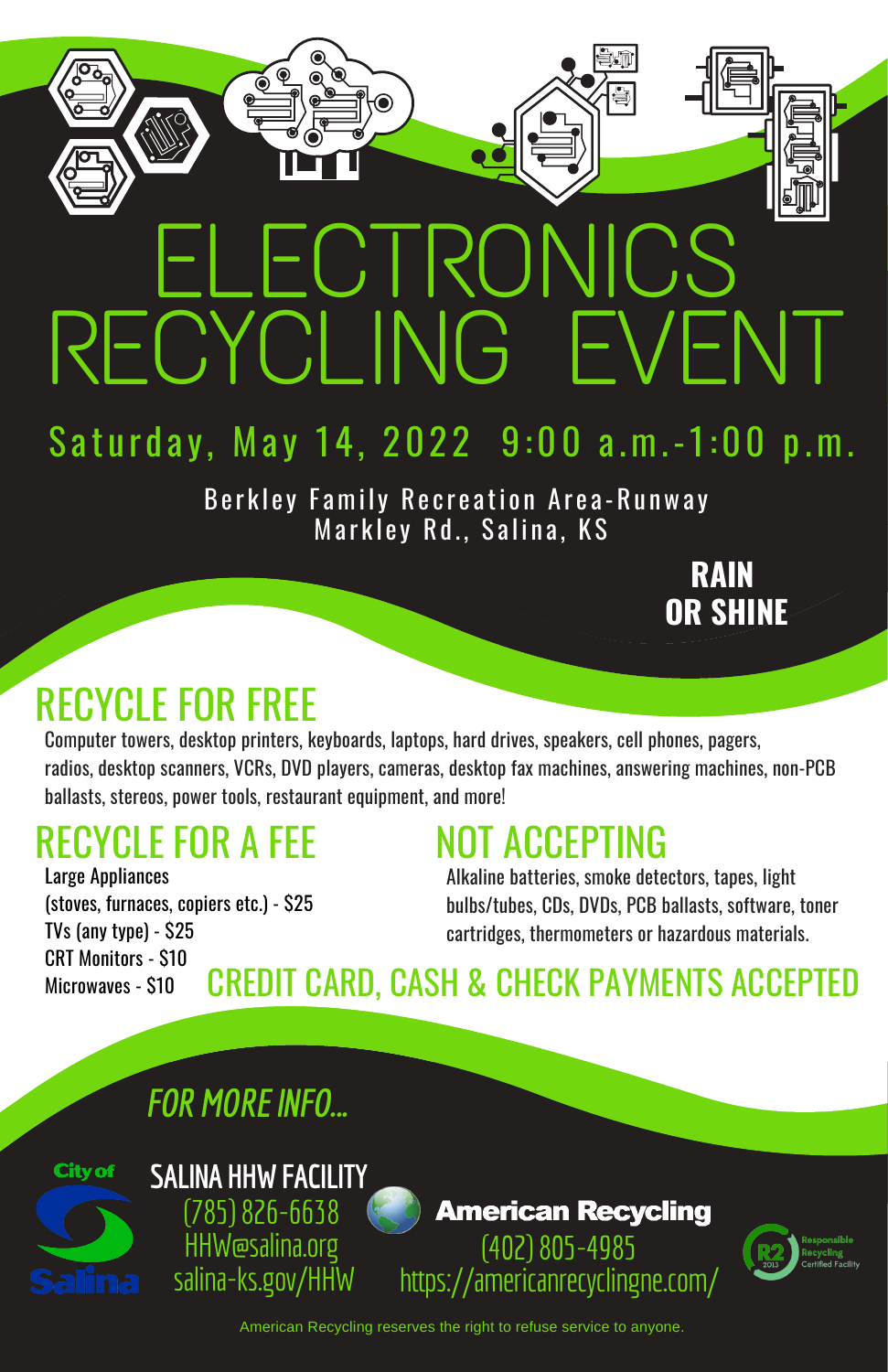# ELECTRONICS RECYCLING EVENT

## Saturday, May 14, 2022 9:00 a.m.-1:00 p.m.

Berkley Family Recreation Area-Runway
Markley Rd., Salina, KS

**RAIN OR SHINE**

## RECYCLE FOR FREE

Computer towers, desktop printers, keyboards, laptops, hard drives, speakers, cell phones, pagers, radios, desktop scanners, VCRs, DVD players, cameras, desktop fax machines, answering machines, non-PCB ballasts, stereos, power tools, restaurant equipment, and more!

## RECYCLE FOR A FEE

Large Appliances
(stoves, furnaces, copiers etc.) - $25
TVs (any type) - $25
CRT Monitors - $10
Microwaves - $10

## NOT ACCEPTING

Alkaline batteries, smoke detectors, tapes, light bulbs/tubes, CDs, DVDs, PCB ballasts, software, toner cartridges, thermometers or hazardous materials.

## CREDIT CARD, CASH & CHECK PAYMENTS ACCEPTED

### *FOR MORE INFO...*

City of Salina

**SALINA HHW FACILITY**
(785) 826-6638
HHW@salina.org
salina-ks.gov/HHW

**American Recycling**
(402) 805-4985
https://americanrecyclingne.com/

R2 2013 Responsible Recycling Certified Facility

American Recycling reserves the right to refuse service to anyone.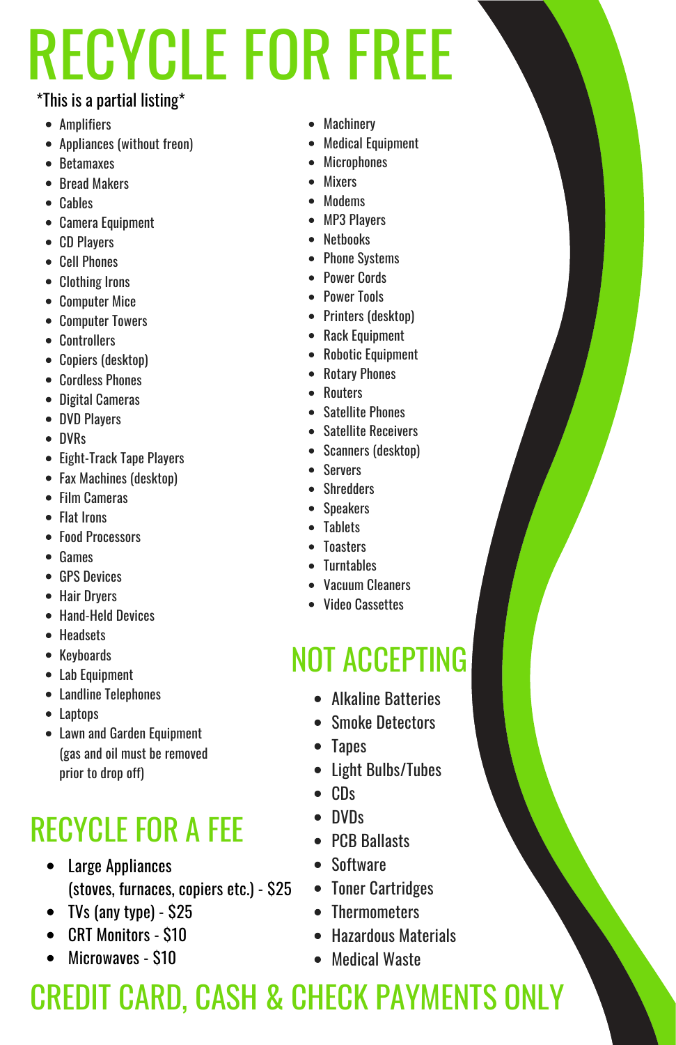# RECYCLE FOR FREE

*This is a partial listing*

- Amplifiers
- Appliances (without freon)
- Betamaxes
- Bread Makers
- Cables
- Camera Equipment
- CD Players
- Cell Phones
- Clothing Irons
- Computer Mice
- Computer Towers
- Controllers
- Copiers (desktop)
- Cordless Phones
- Digital Cameras
- DVD Players
- DVRs
- Eight-Track Tape Players
- Fax Machines (desktop)
- Film Cameras
- Flat Irons
- Food Processors
- Games
- GPS Devices
- Hair Dryers
- Hand-Held Devices
- Headsets
- Keyboards
- Lab Equipment
- Landline Telephones
- Laptops
- Lawn and Garden Equipment (gas and oil must be removed prior to drop off)
- Machinery
- Medical Equipment
- Microphones
- Mixers
- Modems
- MP3 Players
- Netbooks
- Phone Systems
- Power Cords
- Power Tools
- Printers (desktop)
- Rack Equipment
- Robotic Equipment
- Rotary Phones
- Routers
- Satellite Phones
- Satellite Receivers
- Scanners (desktop)
- Servers
- Shredders
- Speakers
- Tablets
- Toasters
- Turntables
- Vacuum Cleaners
- Video Cassettes

## RECYCLE FOR A FEE

- Large Appliances (stoves, furnaces, copiers etc.) - $25
- TVs (any type) - $25
- CRT Monitors - $10
- Microwaves - $10

## NOT ACCEPTING

- Alkaline Batteries
- Smoke Detectors
- Tapes
- Light Bulbs/Tubes
- CDs
- DVDs
- PCB Ballasts
- Software
- Toner Cartridges
- Thermometers
- Hazardous Materials
- Medical Waste

## CREDIT CARD, CASH & CHECK PAYMENTS ONLY